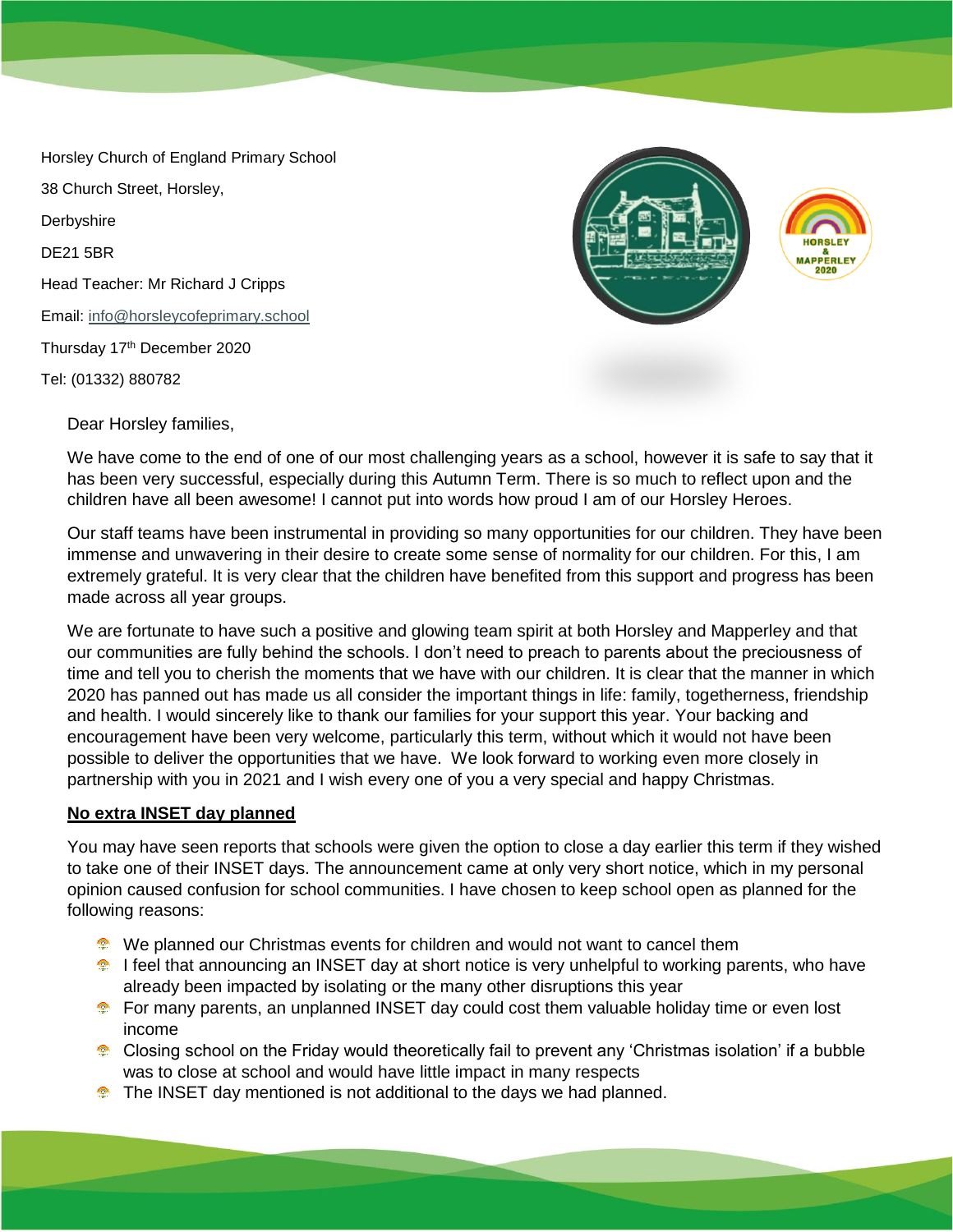Horsley Church of England Primary School

38 Church Street, Horsley,

Derbyshire

DE21 5BR

Head Teacher: Mr Richard J Cripps

Email: info@horsleycofeprimary.school

Thursday 17th December 2020

Tel: (01332) 880782

Dear Horsley families,

We have come to the end of one of our most challenging years as a school, however it is safe to say that it has been very successful, especially during this Autumn Term. There is so much to reflect upon and the children have all been awesome! I cannot put into words how proud I am of our Horsley Heroes.

Our staff teams have been instrumental in providing so many opportunities for our children. They have been immense and unwavering in their desire to create some sense of normality for our children. For this, I am extremely grateful. It is very clear that the children have benefited from this support and progress has been made across all year groups.

We are fortunate to have such a positive and glowing team spirit at both Horsley and Mapperley and that our communities are fully behind the schools. I don't need to preach to parents about the preciousness of time and tell you to cherish the moments that we have with our children. It is clear that the manner in which 2020 has panned out has made us all consider the important things in life: family, togetherness, friendship and health. I would sincerely like to thank our families for your support this year. Your backing and encouragement have been very welcome, particularly this term, without which it would not have been possible to deliver the opportunities that we have. We look forward to working even more closely in partnership with you in 2021 and I wish every one of you a very special and happy Christmas.

**No extra INSET day planned**

You may have seen reports that schools were given the option to close a day earlier this term if they wished to take one of their INSET days. The announcement came at only very short notice, which in my personal opinion caused confusion for school communities. I have chosen to keep school open as planned for the following reasons:

- We planned our Christmas events for children and would not want to cancel them
- I feel that announcing an INSET day at short notice is very unhelpful to working parents, who have already been impacted by isolating or the many other disruptions this year
- For many parents, an unplanned INSET day could cost them valuable holiday time or even lost income
- Closing school on the Friday would theoretically fail to prevent any 'Christmas isolation' if a bubble was to close at school and would have little impact in many respects
- The INSET day mentioned is not additional to the days we had planned.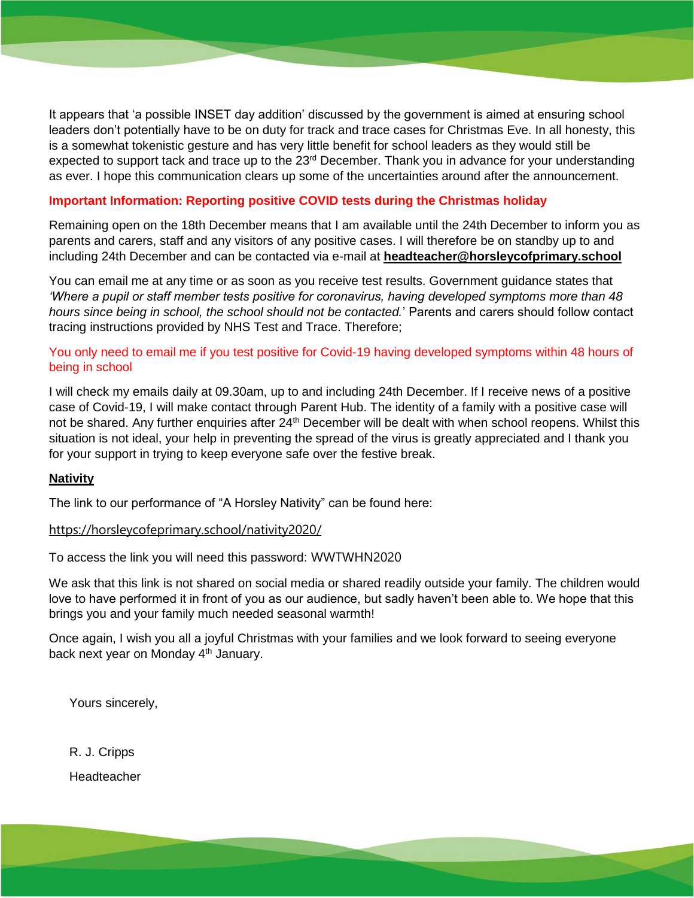It appears that 'a possible INSET day addition' discussed by the government is aimed at ensuring school leaders don't potentially have to be on duty for track and trace cases for Christmas Eve. In all honesty, this is a somewhat tokenistic gesture and has very little benefit for school leaders as they would still be expected to support tack and trace up to the 23rd December. Thank you in advance for your understanding as ever. I hope this communication clears up some of the uncertainties around after the announcement.

**Important Information: Reporting positive COVID tests during the Christmas holiday**

Remaining open on the 18th December means that I am available until the 24th December to inform you as parents and carers, staff and any visitors of any positive cases. I will therefore be on standby up to and including 24th December and can be contacted via e-mail at **headteacher@horsleycofprimary.school**

You can email me at any time or as soon as you receive test results. Government guidance states that *'Where a pupil or staff member tests positive for coronavirus, having developed symptoms more than 48 hours since being in school, the school should not be contacted.*' Parents and carers should follow contact tracing instructions provided by NHS Test and Trace. Therefore;

You only need to email me if you test positive for Covid-19 having developed symptoms within 48 hours of being in school

I will check my emails daily at 09.30am, up to and including 24th December. If I receive news of a positive case of Covid-19, I will make contact through Parent Hub. The identity of a family with a positive case will not be shared. Any further enquiries after 24th December will be dealt with when school reopens. Whilst this situation is not ideal, your help in preventing the spread of the virus is greatly appreciated and I thank you for your support in trying to keep everyone safe over the festive break.

**Nativity**

The link to our performance of "A Horsley Nativity" can be found here:

https://horsleycofeprimary.school/nativity2020/

To access the link you will need this password: WWTWHN2020

We ask that this link is not shared on social media or shared readily outside your family. The children would love to have performed it in front of you as our audience, but sadly haven't been able to. We hope that this brings you and your family much needed seasonal warmth!

Once again, I wish you all a joyful Christmas with your families and we look forward to seeing everyone back next year on Monday 4th January.

Yours sincerely,

R. J. Cripps

Headteacher